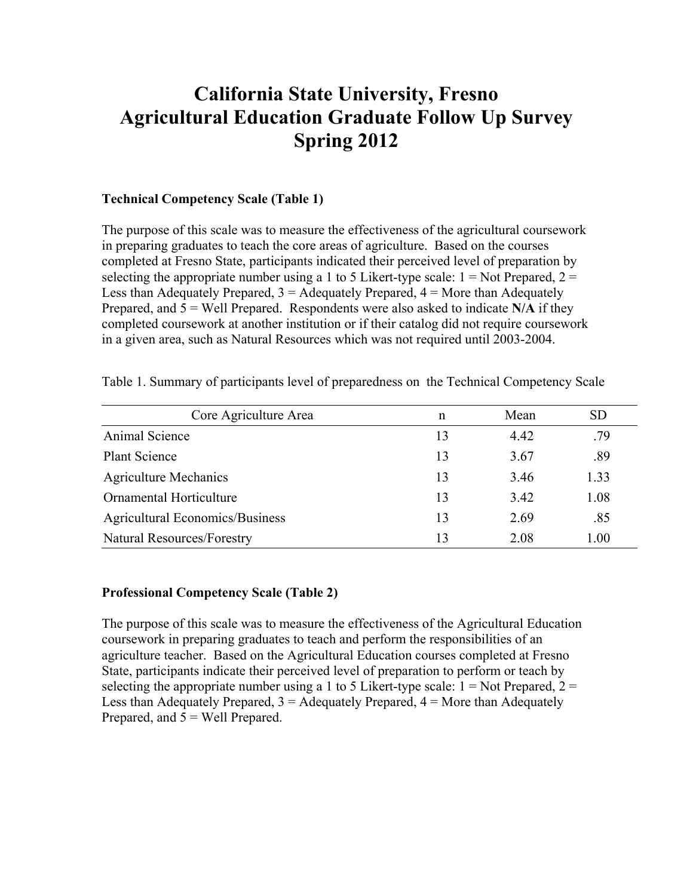# California State University, Fresno
# Agricultural Education Graduate Follow Up Survey
# Spring 2012

**Technical Competency Scale (Table 1)**

The purpose of this scale was to measure the effectiveness of the agricultural coursework in preparing graduates to teach the core areas of agriculture. Based on the courses completed at Fresno State, participants indicated their perceived level of preparation by selecting the appropriate number using a 1 to 5 Likert-type scale: 1 = Not Prepared, 2 = Less than Adequately Prepared, 3 = Adequately Prepared, 4 = More than Adequately Prepared, and 5 = Well Prepared. Respondents were also asked to indicate **N/A** if they completed coursework at another institution or if their catalog did not require coursework in a given area, such as Natural Resources which was not required until 2003-2004.

Table 1. Summary of participants level of preparedness on the Technical Competency Scale

| Core Agriculture Area | n | Mean | SD |
|---|---|---|---|
| Animal Science | 13 | 4.42 | .79 |
| Plant Science | 13 | 3.67 | .89 |
| Agriculture Mechanics | 13 | 3.46 | 1.33 |
| Ornamental Horticulture | 13 | 3.42 | 1.08 |
| Agricultural Economics/Business | 13 | 2.69 | .85 |
| Natural Resources/Forestry | 13 | 2.08 | 1.00 |

**Professional Competency Scale (Table 2)**

The purpose of this scale was to measure the effectiveness of the Agricultural Education coursework in preparing graduates to teach and perform the responsibilities of an agriculture teacher. Based on the Agricultural Education courses completed at Fresno State, participants indicate their perceived level of preparation to perform or teach by selecting the appropriate number using a 1 to 5 Likert-type scale: 1 = Not Prepared, 2 = Less than Adequately Prepared, 3 = Adequately Prepared, 4 = More than Adequately Prepared, and 5 = Well Prepared.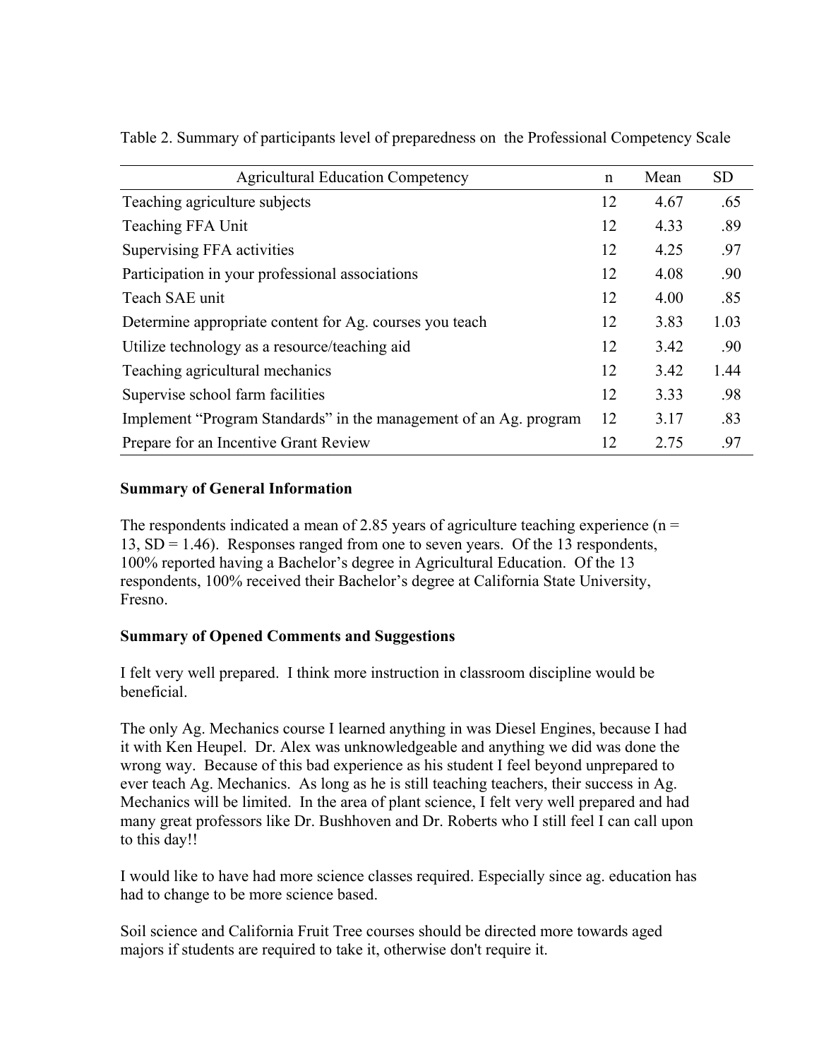Table 2. Summary of participants level of preparedness on the Professional Competency Scale

| Agricultural Education Competency | n | Mean | SD |
|---|---|---|---|
| Teaching agriculture subjects | 12 | 4.67 | .65 |
| Teaching FFA Unit | 12 | 4.33 | .89 |
| Supervising FFA activities | 12 | 4.25 | .97 |
| Participation in your professional associations | 12 | 4.08 | .90 |
| Teach SAE unit | 12 | 4.00 | .85 |
| Determine appropriate content for Ag. courses you teach | 12 | 3.83 | 1.03 |
| Utilize technology as a resource/teaching aid | 12 | 3.42 | .90 |
| Teaching agricultural mechanics | 12 | 3.42 | 1.44 |
| Supervise school farm facilities | 12 | 3.33 | .98 |
| Implement "Program Standards" in the management of an Ag. program | 12 | 3.17 | .83 |
| Prepare for an Incentive Grant Review | 12 | 2.75 | .97 |

**Summary of General Information**

The respondents indicated a mean of 2.85 years of agriculture teaching experience ($n = 13$, $SD = 1.46$). Responses ranged from one to seven years. Of the 13 respondents, 100% reported having a Bachelor's degree in Agricultural Education. Of the 13 respondents, 100% received their Bachelor's degree at California State University, Fresno.

**Summary of Opened Comments and Suggestions**

I felt very well prepared. I think more instruction in classroom discipline would be beneficial.

The only Ag. Mechanics course I learned anything in was Diesel Engines, because I had it with Ken Heupel. Dr. Alex was unknowledgeable and anything we did was done the wrong way. Because of this bad experience as his student I feel beyond unprepared to ever teach Ag. Mechanics. As long as he is still teaching teachers, their success in Ag. Mechanics will be limited. In the area of plant science, I felt very well prepared and had many great professors like Dr. Bushhoven and Dr. Roberts who I still feel I can call upon to this day!!

I would like to have had more science classes required. Especially since ag. education has had to change to be more science based.

Soil science and California Fruit Tree courses should be directed more towards aged majors if students are required to take it, otherwise don't require it.